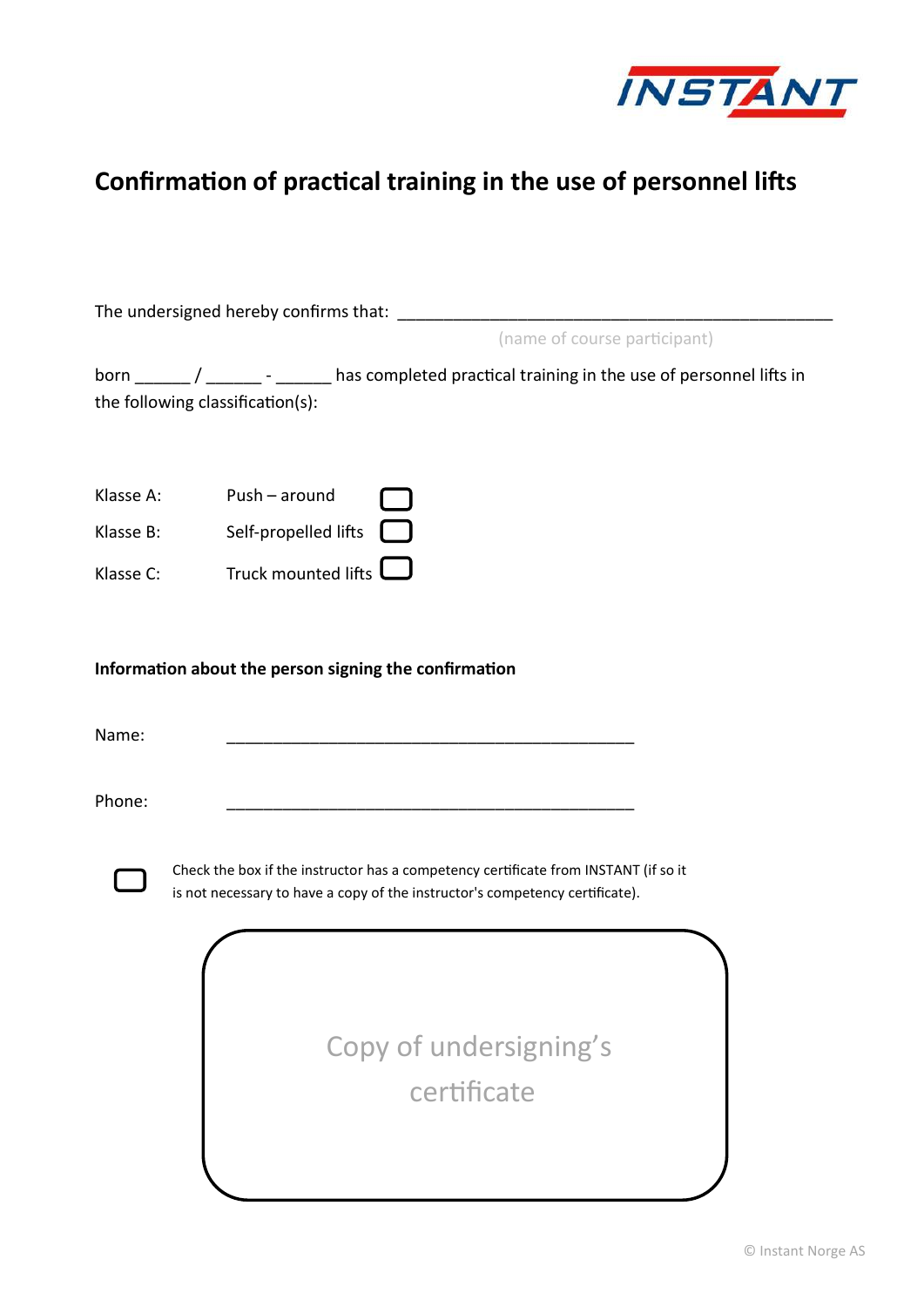INSTANT

# Confirmation of practical training in the use of personnel lifts

The undersigned hereby confirms that: _______________________________________________

(name of course participant)

born ______ / ______ - ______ has completed practical training in the use of personnel lifts in the following classification(s):

| | | |
|---|---|---|
| Klasse A: | Push – around | ☐ |
| Klasse B: | Self-propelled lifts | ☐ |
| Klasse C: | Truck mounted lifts | ☐ |

**Information about the person signing the confirmation**

Name: _____________________________________________

Phone: _____________________________________________

☐ Check the box if the instructor has a competency certificate from INSTANT (if so it is not necessary to have a copy of the instructor's competency certificate).

Copy of undersigning's certificate

© Instant Norge AS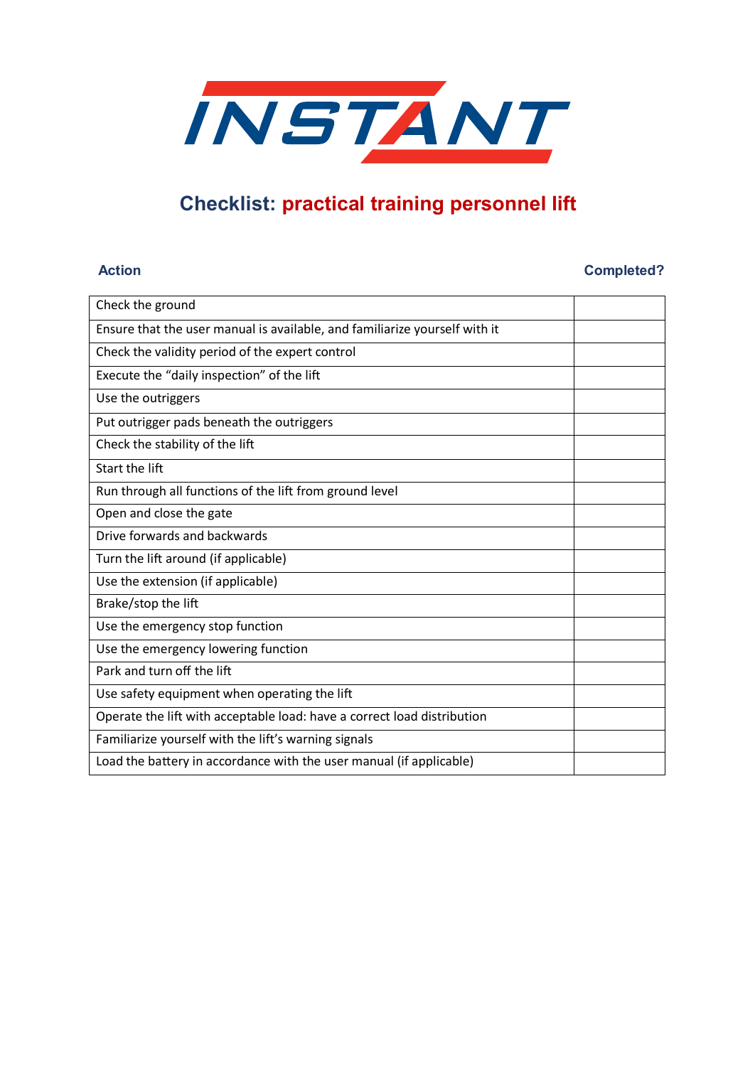INSTANT

# Checklist: practical training personnel lift

| Action | Completed? |
| --- | --- |
| Check the ground | |
| Ensure that the user manual is available, and familiarize yourself with it | |
| Check the validity period of the expert control | |
| Execute the “daily inspection” of the lift | |
| Use the outriggers | |
| Put outrigger pads beneath the outriggers | |
| Check the stability of the lift | |
| Start the lift | |
| Run through all functions of the lift from ground level | |
| Open and close the gate | |
| Drive forwards and backwards | |
| Turn the lift around (if applicable) | |
| Use the extension (if applicable) | |
| Brake/stop the lift | |
| Use the emergency stop function | |
| Use the emergency lowering function | |
| Park and turn off the lift | |
| Use safety equipment when operating the lift | |
| Operate the lift with acceptable load: have a correct load distribution | |
| Familiarize yourself with the lift’s warning signals | |
| Load the battery in accordance with the user manual (if applicable) | |